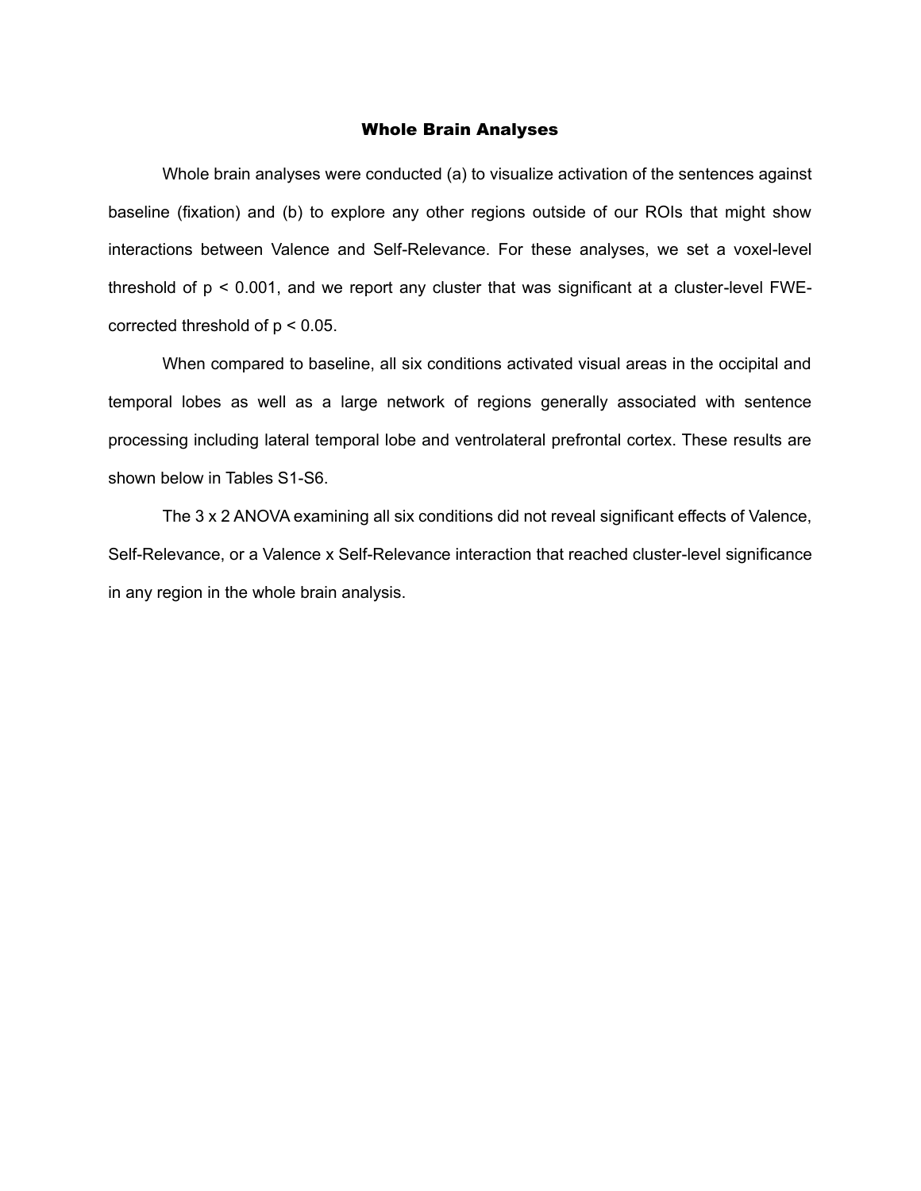## Whole Brain Analyses

Whole brain analyses were conducted (a) to visualize activation of the sentences against baseline (fixation) and (b) to explore any other regions outside of our ROIs that might show interactions between Valence and Self-Relevance. For these analyses, we set a voxel-level threshold of $p < 0.001$, and we report any cluster that was significant at a cluster-level FWE-corrected threshold of $p < 0.05$.

When compared to baseline, all six conditions activated visual areas in the occipital and temporal lobes as well as a large network of regions generally associated with sentence processing including lateral temporal lobe and ventrolateral prefrontal cortex. These results are shown below in Tables S1-S6.

The 3 x 2 ANOVA examining all six conditions did not reveal significant effects of Valence, Self-Relevance, or a Valence x Self-Relevance interaction that reached cluster-level significance in any region in the whole brain analysis.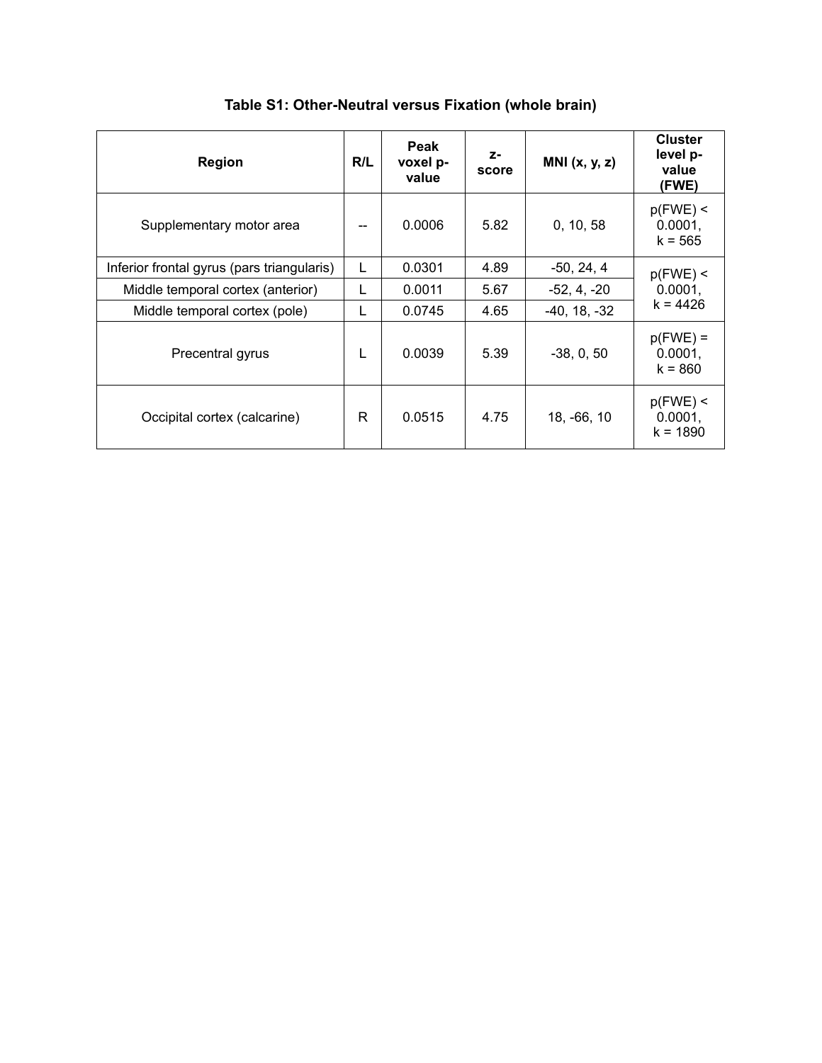**Table S1: Other-Neutral versus Fixation (whole brain)**

| Region | R/L | Peak voxel p-value | z-score | MNI (x, y, z) | Cluster level p-value (FWE) |
|---|---|---|---|---|---|
| Supplementary motor area | -- | 0.0006 | 5.82 | 0, 10, 58 | p(FWE) < 0.0001, k = 565 |
| Inferior frontal gyrus (pars triangularis) | L | 0.0301 | 4.89 | -50, 24, 4 | p(FWE) < 0.0001, k = 4426 |
| Middle temporal cortex (anterior) | L | 0.0011 | 5.67 | -52, 4, -20 | |
| Middle temporal cortex (pole) | L | 0.0745 | 4.65 | -40, 18, -32 | |
| Precentral gyrus | L | 0.0039 | 5.39 | -38, 0, 50 | p(FWE) = 0.0001, k = 860 |
| Occipital cortex (calcarine) | R | 0.0515 | 4.75 | 18, -66, 10 | p(FWE) < 0.0001, k = 1890 |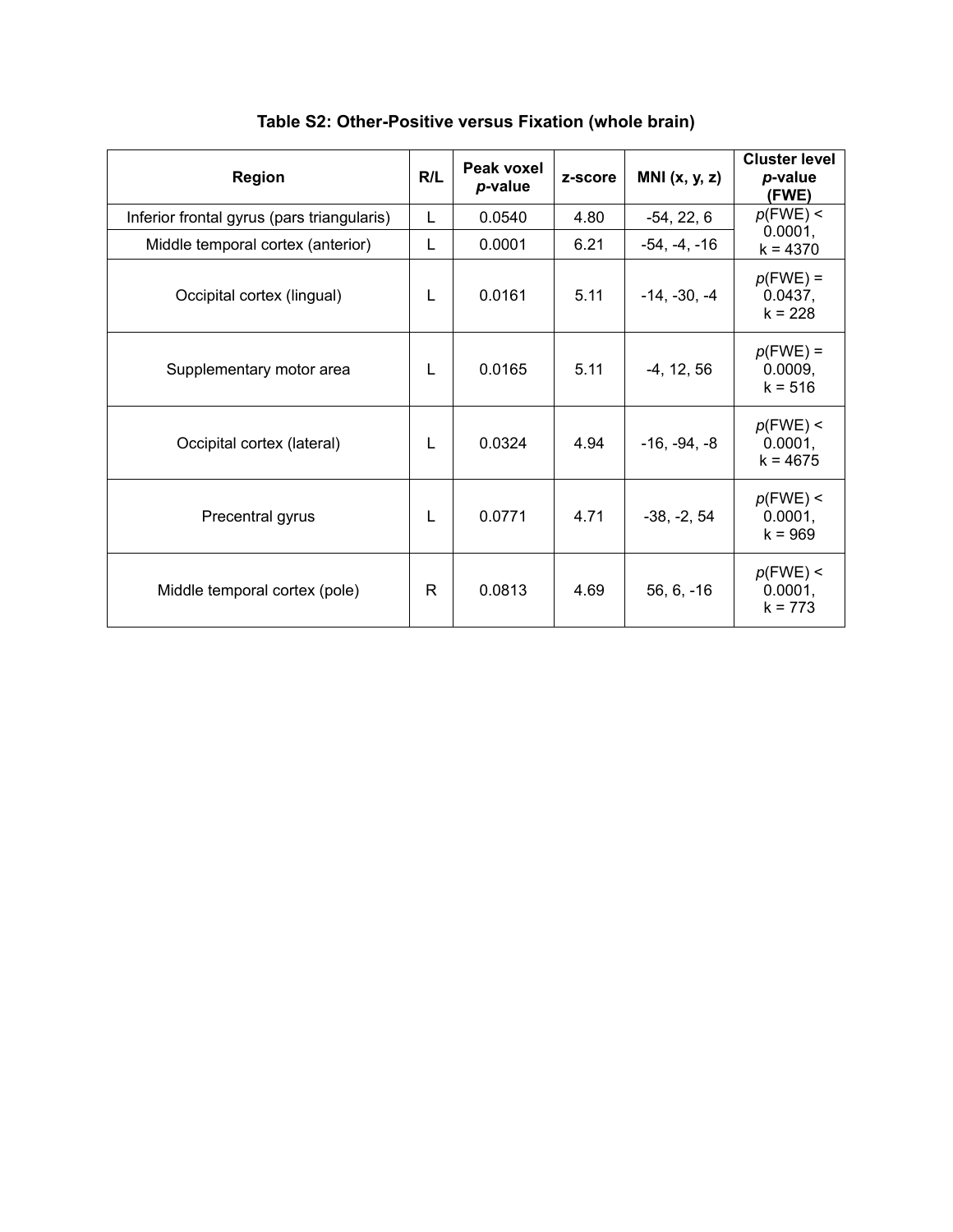### Table S2: Other-Positive versus Fixation (whole brain)

| Region | R/L | Peak voxel *p*-value | z-score | MNI (x, y, z) | Cluster level *p*-value (FWE) |
|---|---|---|---|---|---|
| Inferior frontal gyrus (pars triangularis) | L | 0.0540 | 4.80 | -54, 22, 6 | *p*(FWE) < 0.0001, k = 4370 |
| Middle temporal cortex (anterior) | L | 0.0001 | 6.21 | -54, -4, -16 | |
| Occipital cortex (lingual) | L | 0.0161 | 5.11 | -14, -30, -4 | *p*(FWE) = 0.0437, k = 228 |
| Supplementary motor area | L | 0.0165 | 5.11 | -4, 12, 56 | *p*(FWE) = 0.0009, k = 516 |
| Occipital cortex (lateral) | L | 0.0324 | 4.94 | -16, -94, -8 | *p*(FWE) < 0.0001, k = 4675 |
| Precentral gyrus | L | 0.0771 | 4.71 | -38, -2, 54 | *p*(FWE) < 0.0001, k = 969 |
| Middle temporal cortex (pole) | R | 0.0813 | 4.69 | 56, 6, -16 | *p*(FWE) < 0.0001, k = 773 |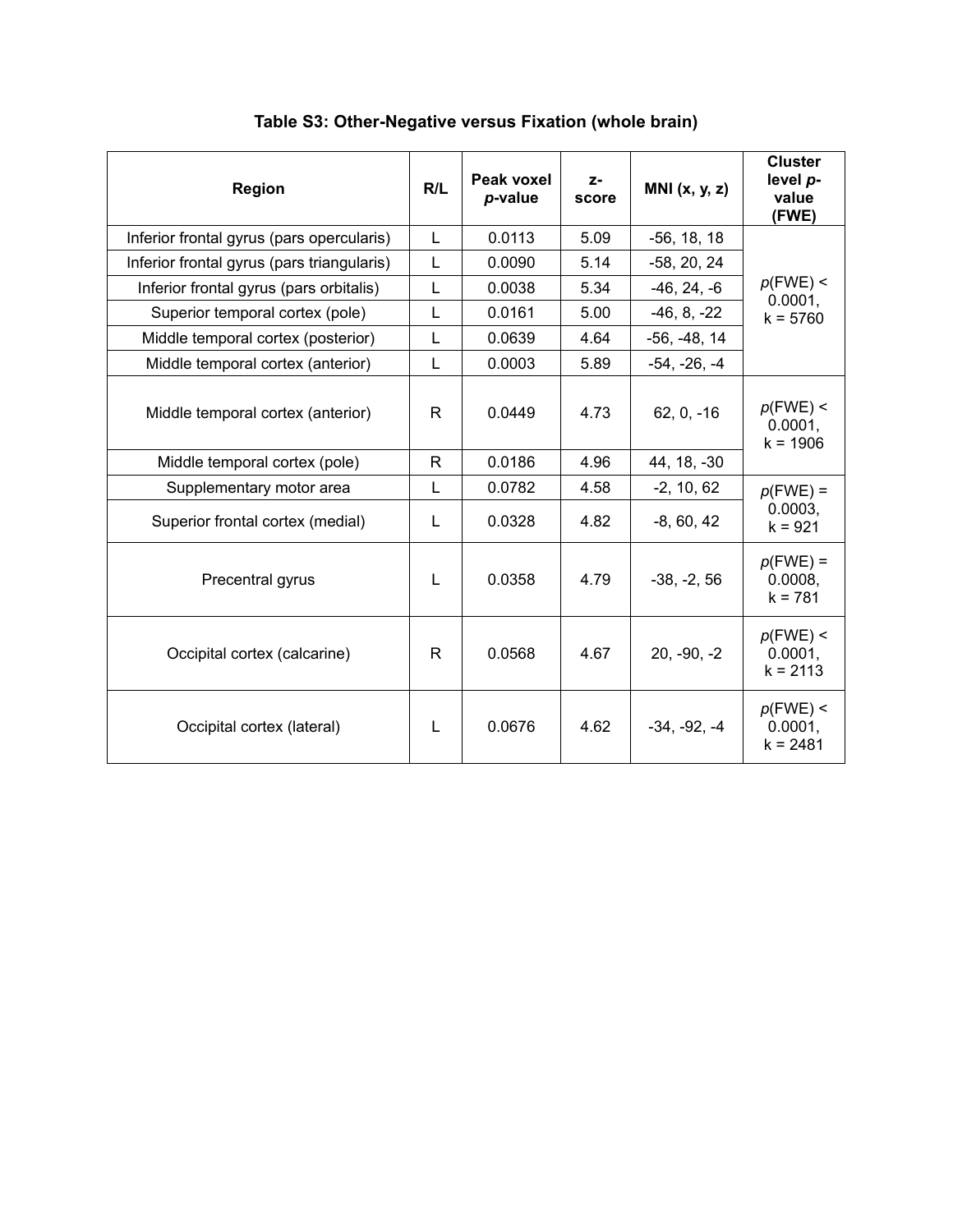## Table S3: Other-Negative versus Fixation (whole brain)

| Region | R/L | Peak voxel *p*-value | z-score | MNI (x, y, z) | Cluster level *p*-value (FWE) |
|---|---|---|---|---|---|
| Inferior frontal gyrus (pars opercularis) | L | 0.0113 | 5.09 | -56, 18, 18 | *p*(FWE) < 0.0001, k = 5760 |
| Inferior frontal gyrus (pars triangularis) | L | 0.0090 | 5.14 | -58, 20, 24 | |
| Inferior frontal gyrus (pars orbitalis) | L | 0.0038 | 5.34 | -46, 24, -6 | |
| Superior temporal cortex (pole) | L | 0.0161 | 5.00 | -46, 8, -22 | |
| Middle temporal cortex (posterior) | L | 0.0639 | 4.64 | -56, -48, 14 | |
| Middle temporal cortex (anterior) | L | 0.0003 | 5.89 | -54, -26, -4 | |
| Middle temporal cortex (anterior) | R | 0.0449 | 4.73 | 62, 0, -16 | *p*(FWE) < 0.0001, k = 1906 |
| Middle temporal cortex (pole) | R | 0.0186 | 4.96 | 44, 18, -30 | |
| Supplementary motor area | L | 0.0782 | 4.58 | -2, 10, 62 | *p*(FWE) = 0.0003, k = 921 |
| Superior frontal cortex (medial) | L | 0.0328 | 4.82 | -8, 60, 42 | |
| Precentral gyrus | L | 0.0358 | 4.79 | -38, -2, 56 | *p*(FWE) = 0.0008, k = 781 |
| Occipital cortex (calcarine) | R | 0.0568 | 4.67 | 20, -90, -2 | *p*(FWE) < 0.0001, k = 2113 |
| Occipital cortex (lateral) | L | 0.0676 | 4.62 | -34, -92, -4 | *p*(FWE) < 0.0001, k = 2481 |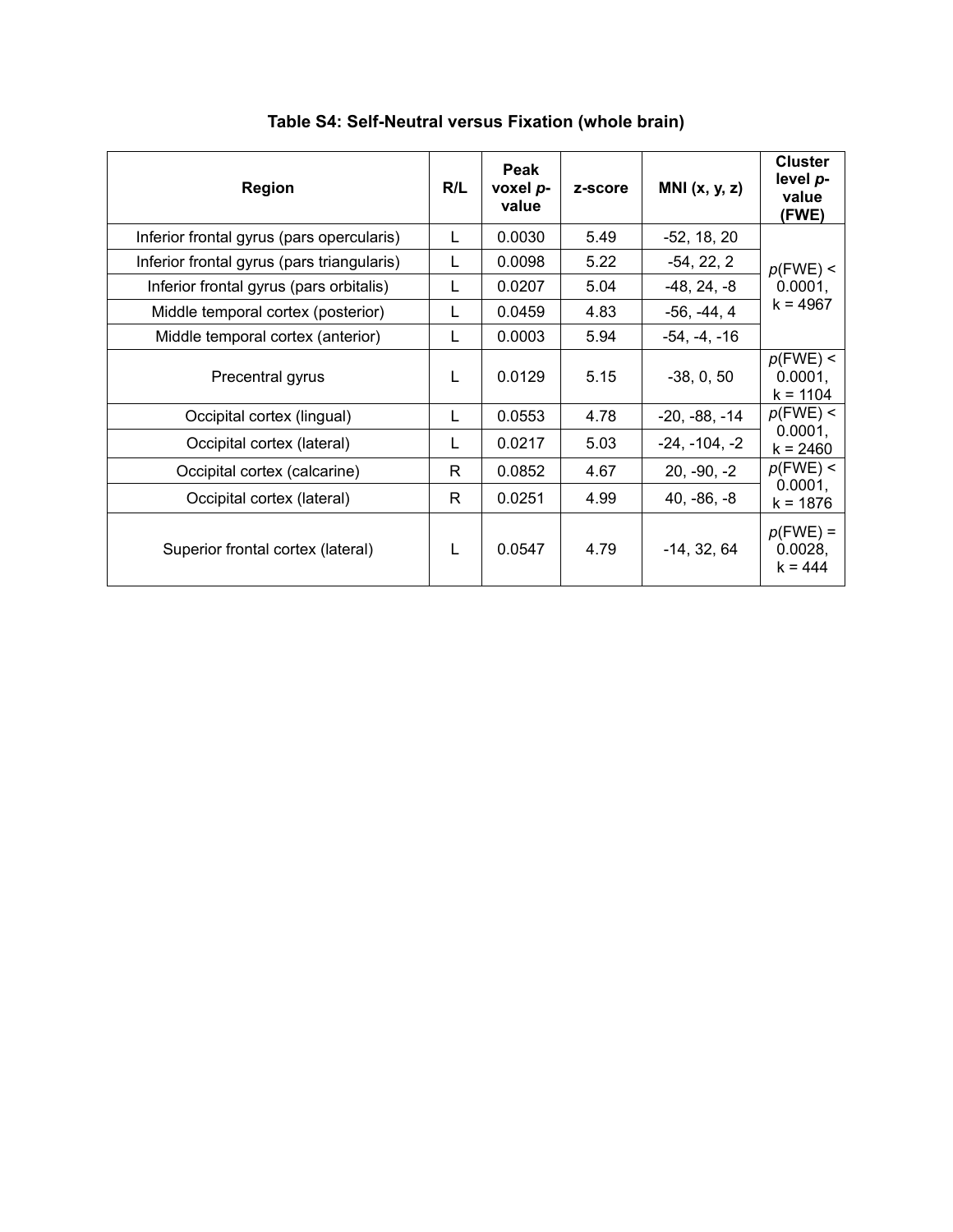**Table S4: Self-Neutral versus Fixation (whole brain)**

| Region | R/L | Peak voxel *p*-value | z-score | MNI (x, y, z) | Cluster level *p*-value (FWE) |
|---|---|---|---|---|---|
| Inferior frontal gyrus (pars opercularis) | L | 0.0030 | 5.49 | -52, 18, 20 | *p*(FWE) < 0.0001, k = 4967 |
| Inferior frontal gyrus (pars triangularis) | L | 0.0098 | 5.22 | -54, 22, 2 | |
| Inferior frontal gyrus (pars orbitalis) | L | 0.0207 | 5.04 | -48, 24, -8 | |
| Middle temporal cortex (posterior) | L | 0.0459 | 4.83 | -56, -44, 4 | |
| Middle temporal cortex (anterior) | L | 0.0003 | 5.94 | -54, -4, -16 | |
| Precentral gyrus | L | 0.0129 | 5.15 | -38, 0, 50 | *p*(FWE) < 0.0001, k = 1104 |
| Occipital cortex (lingual) | L | 0.0553 | 4.78 | -20, -88, -14 | *p*(FWE) < 0.0001, k = 2460 |
| Occipital cortex (lateral) | L | 0.0217 | 5.03 | -24, -104, -2 | |
| Occipital cortex (calcarine) | R | 0.0852 | 4.67 | 20, -90, -2 | *p*(FWE) < 0.0001, k = 1876 |
| Occipital cortex (lateral) | R | 0.0251 | 4.99 | 40, -86, -8 | |
| Superior frontal cortex (lateral) | L | 0.0547 | 4.79 | -14, 32, 64 | *p*(FWE) = 0.0028, k = 444 |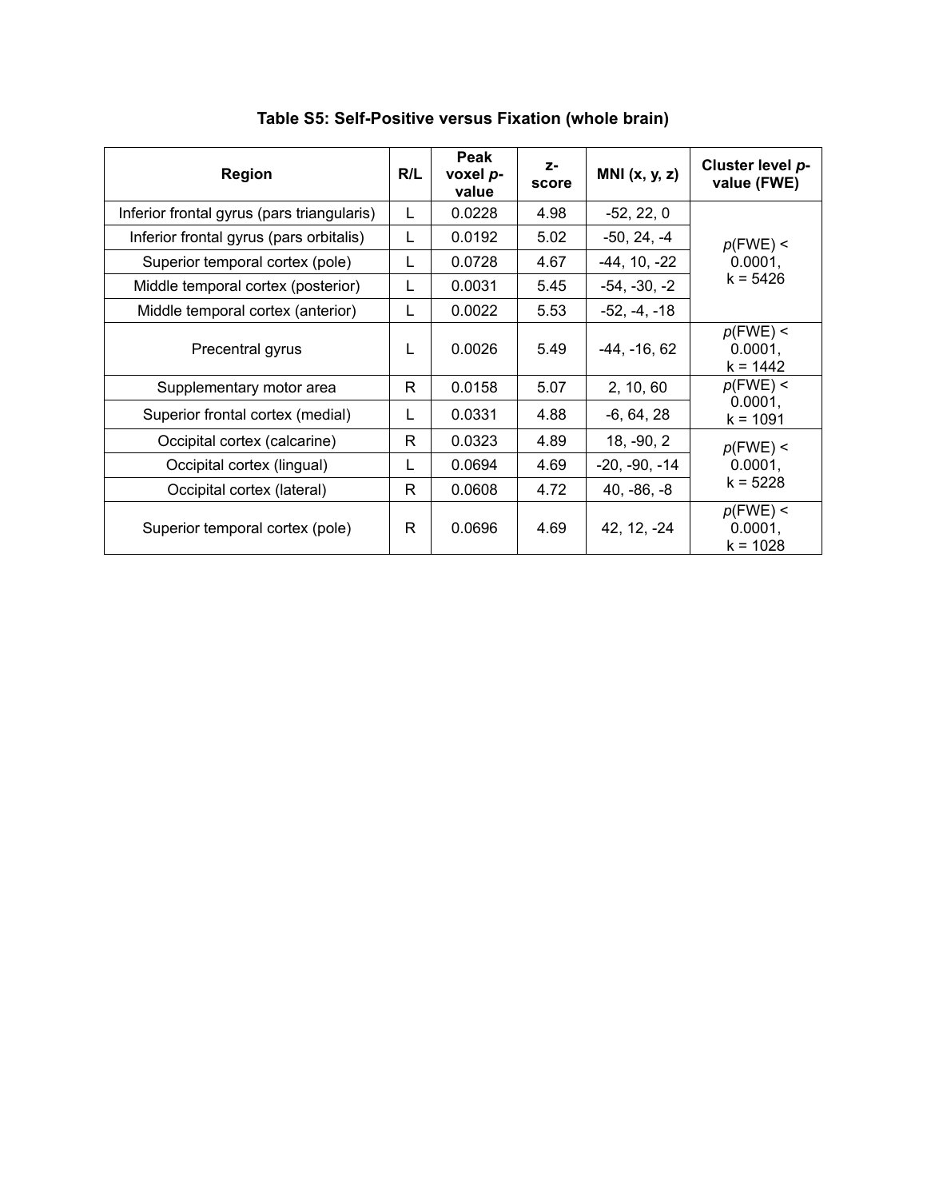**Table S5: Self-Positive versus Fixation (whole brain)**

| Region | R/L | Peak voxel *p*-value | z-score | MNI (x, y, z) | Cluster level *p*-value (FWE) |
|---|---|---|---|---|---|
| Inferior frontal gyrus (pars triangularis) | L | 0.0228 | 4.98 | -52, 22, 0 | *p*(FWE) < 0.0001, k = 5426 |
| Inferior frontal gyrus (pars orbitalis) | L | 0.0192 | 5.02 | -50, 24, -4 | |
| Superior temporal cortex (pole) | L | 0.0728 | 4.67 | -44, 10, -22 | |
| Middle temporal cortex (posterior) | L | 0.0031 | 5.45 | -54, -30, -2 | |
| Middle temporal cortex (anterior) | L | 0.0022 | 5.53 | -52, -4, -18 | |
| Precentral gyrus | L | 0.0026 | 5.49 | -44, -16, 62 | *p*(FWE) < 0.0001, k = 1442 |
| Supplementary motor area | R | 0.0158 | 5.07 | 2, 10, 60 | *p*(FWE) < 0.0001, k = 1091 |
| Superior frontal cortex (medial) | L | 0.0331 | 4.88 | -6, 64, 28 | |
| Occipital cortex (calcarine) | R | 0.0323 | 4.89 | 18, -90, 2 | *p*(FWE) < 0.0001, k = 5228 |
| Occipital cortex (lingual) | L | 0.0694 | 4.69 | -20, -90, -14 | |
| Occipital cortex (lateral) | R | 0.0608 | 4.72 | 40, -86, -8 | |
| Superior temporal cortex (pole) | R | 0.0696 | 4.69 | 42, 12, -24 | *p*(FWE) < 0.0001, k = 1028 |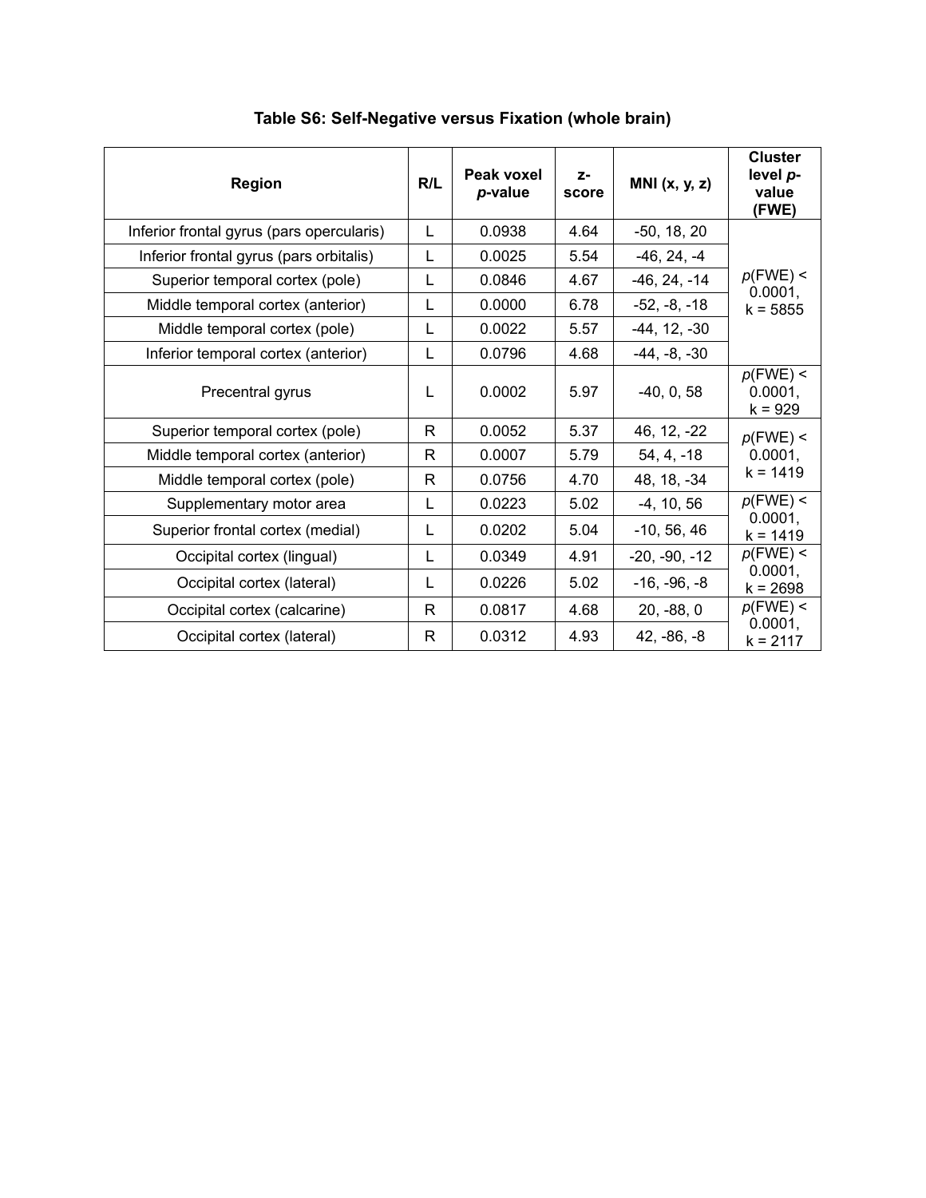**Table S6: Self-Negative versus Fixation (whole brain)**

| Region | R/L | Peak voxel *p*-value | z-score | MNI (x, y, z) | Cluster level *p*-value (FWE) |
|---|---|---|---|---|---|
| Inferior frontal gyrus (pars opercularis) | L | 0.0938 | 4.64 | -50, 18, 20 | *p*(FWE) < 0.0001, k = 5855 |
| Inferior frontal gyrus (pars orbitalis) | L | 0.0025 | 5.54 | -46, 24, -4 | |
| Superior temporal cortex (pole) | L | 0.0846 | 4.67 | -46, 24, -14 | |
| Middle temporal cortex (anterior) | L | 0.0000 | 6.78 | -52, -8, -18 | |
| Middle temporal cortex (pole) | L | 0.0022 | 5.57 | -44, 12, -30 | |
| Inferior temporal cortex (anterior) | L | 0.0796 | 4.68 | -44, -8, -30 | |
| Precentral gyrus | L | 0.0002 | 5.97 | -40, 0, 58 | *p*(FWE) < 0.0001, k = 929 |
| Superior temporal cortex (pole) | R | 0.0052 | 5.37 | 46, 12, -22 | *p*(FWE) < 0.0001, k = 1419 |
| Middle temporal cortex (anterior) | R | 0.0007 | 5.79 | 54, 4, -18 | |
| Middle temporal cortex (pole) | R | 0.0756 | 4.70 | 48, 18, -34 | |
| Supplementary motor area | L | 0.0223 | 5.02 | -4, 10, 56 | *p*(FWE) < 0.0001, k = 1419 |
| Superior frontal cortex (medial) | L | 0.0202 | 5.04 | -10, 56, 46 | |
| Occipital cortex (lingual) | L | 0.0349 | 4.91 | -20, -90, -12 | *p*(FWE) < 0.0001, k = 2698 |
| Occipital cortex (lateral) | L | 0.0226 | 5.02 | -16, -96, -8 | |
| Occipital cortex (calcarine) | R | 0.0817 | 4.68 | 20, -88, 0 | *p*(FWE) < 0.0001, k = 2117 |
| Occipital cortex (lateral) | R | 0.0312 | 4.93 | 42, -86, -8 | |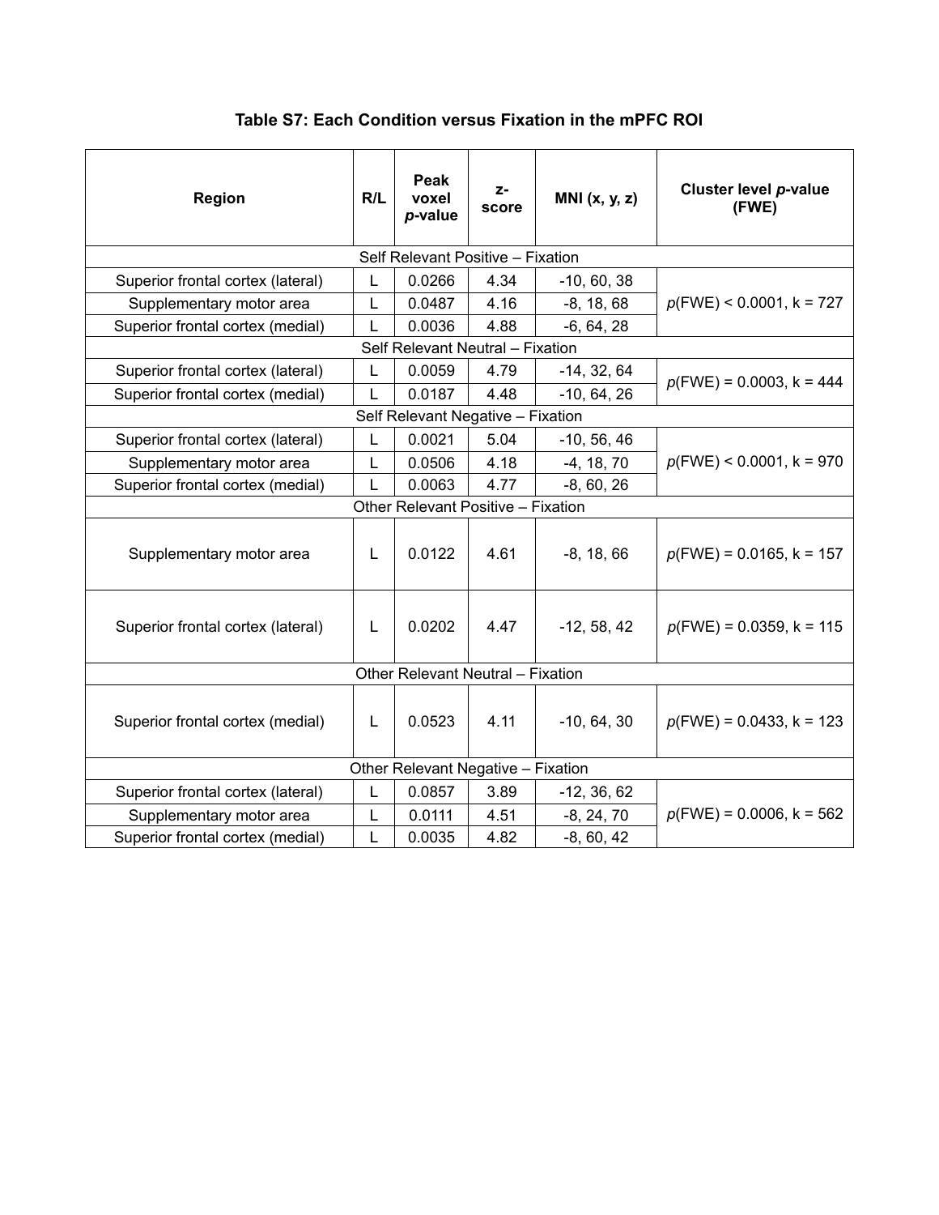**Table S7: Each Condition versus Fixation in the mPFC ROI**

| Region | R/L | Peak voxel *p*-value | z-score | MNI (x, y, z) | Cluster level *p*-value (FWE) |
|---|---|---|---|---|---|
| Self Relevant Positive – Fixation | | | | | |
| Superior frontal cortex (lateral) | L | 0.0266 | 4.34 | -10, 60, 38 | *p*(FWE) < 0.0001, k = 727 |
| Supplementary motor area | L | 0.0487 | 4.16 | -8, 18, 68 | |
| Superior frontal cortex (medial) | L | 0.0036 | 4.88 | -6, 64, 28 | |
| Self Relevant Neutral – Fixation | | | | | |
| Superior frontal cortex (lateral) | L | 0.0059 | 4.79 | -14, 32, 64 | *p*(FWE) = 0.0003, k = 444 |
| Superior frontal cortex (medial) | L | 0.0187 | 4.48 | -10, 64, 26 | |
| Self Relevant Negative – Fixation | | | | | |
| Superior frontal cortex (lateral) | L | 0.0021 | 5.04 | -10, 56, 46 | *p*(FWE) < 0.0001, k = 970 |
| Supplementary motor area | L | 0.0506 | 4.18 | -4, 18, 70 | |
| Superior frontal cortex (medial) | L | 0.0063 | 4.77 | -8, 60, 26 | |
| Other Relevant Positive – Fixation | | | | | |
| Supplementary motor area | L | 0.0122 | 4.61 | -8, 18, 66 | *p*(FWE) = 0.0165, k = 157 |
| Superior frontal cortex (lateral) | L | 0.0202 | 4.47 | -12, 58, 42 | *p*(FWE) = 0.0359, k = 115 |
| Other Relevant Neutral – Fixation | | | | | |
| Superior frontal cortex (medial) | L | 0.0523 | 4.11 | -10, 64, 30 | *p*(FWE) = 0.0433, k = 123 |
| Other Relevant Negative – Fixation | | | | | |
| Superior frontal cortex (lateral) | L | 0.0857 | 3.89 | -12, 36, 62 | *p*(FWE) = 0.0006, k = 562 |
| Supplementary motor area | L | 0.0111 | 4.51 | -8, 24, 70 | |
| Superior frontal cortex (medial) | L | 0.0035 | 4.82 | -8, 60, 42 | |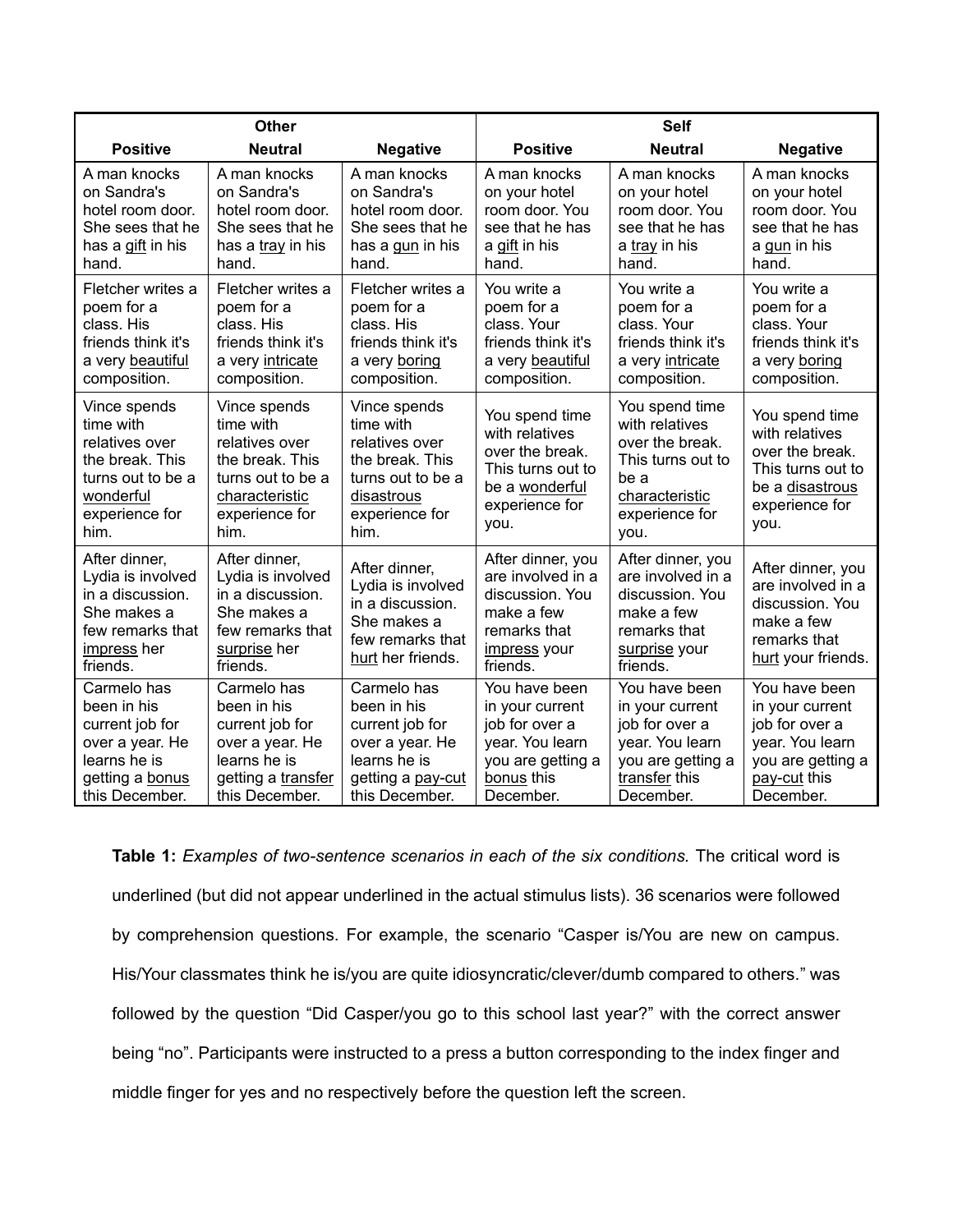| Other | | | Self | | |
|---|---|---|---|---|---|
| **Positive** | **Neutral** | **Negative** | **Positive** | **Neutral** | **Negative** |
| A man knocks on Sandra's hotel room door. She sees that he has a gift in his hand. | A man knocks on Sandra's hotel room door. She sees that he has a tray in his hand. | A man knocks on Sandra's hotel room door. She sees that he has a gun in his hand. | A man knocks on your hotel room door. You see that he has a gift in his hand. | A man knocks on your hotel room door. You see that he has a tray in his hand. | A man knocks on your hotel room door. You see that he has a gun in his hand. |
| Fletcher writes a poem for a class. His friends think it's a very beautiful composition. | Fletcher writes a poem for a class. His friends think it's a very intricate composition. | Fletcher writes a poem for a class. His friends think it's a very boring composition. | You write a poem for a class. Your friends think it's a very beautiful composition. | You write a poem for a class. Your friends think it's a very intricate composition. | You write a poem for a class. Your friends think it's a very boring composition. |
| Vince spends time with relatives over the break. This turns out to be a wonderful experience for him. | Vince spends time with relatives over the break. This turns out to be a characteristic experience for him. | Vince spends time with relatives over the break. This turns out to be a disastrous experience for him. | You spend time with relatives over the break. This turns out to be a wonderful experience for you. | You spend time with relatives over the break. This turns out to be a characteristic experience for you. | You spend time with relatives over the break. This turns out to be a disastrous experience for you. |
| After dinner, Lydia is involved in a discussion. She makes a few remarks that impress her friends. | After dinner, Lydia is involved in a discussion. She makes a few remarks that surprise her friends. | After dinner, Lydia is involved in a discussion. She makes a few remarks that hurt her friends. | After dinner, you are involved in a discussion. You make a few remarks that impress your friends. | After dinner, you are involved in a discussion. You make a few remarks that surprise your friends. | After dinner, you are involved in a discussion. You make a few remarks that hurt your friends. |
| Carmelo has been in his current job for over a year. He learns he is getting a bonus this December. | Carmelo has been in his current job for over a year. He learns he is getting a transfer this December. | Carmelo has been in his current job for over a year. He learns he is getting a pay-cut this December. | You have been in your current job for over a year. You learn you are getting a bonus this December. | You have been in your current job for over a year. You learn you are getting a transfer this December. | You have been in your current job for over a year. You learn you are getting a pay-cut this December. |

**Table 1:** *Examples of two-sentence scenarios in each of the six conditions.* The critical word is underlined (but did not appear underlined in the actual stimulus lists). 36 scenarios were followed by comprehension questions. For example, the scenario "Casper is/You are new on campus. His/Your classmates think he is/you are quite idiosyncratic/clever/dumb compared to others." was followed by the question "Did Casper/you go to this school last year?" with the correct answer being "no". Participants were instructed to a press a button corresponding to the index finger and middle finger for yes and no respectively before the question left the screen.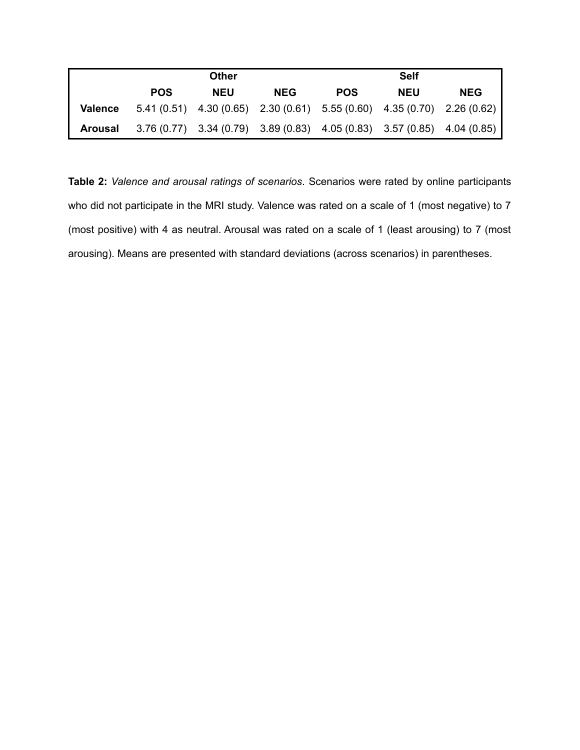| | Other | | | Self | | |
|---|---|---|---|---|---|---|
| | **POS** | **NEU** | **NEG** | **POS** | **NEU** | **NEG** |
| **Valence** | 5.41 (0.51) | 4.30 (0.65) | 2.30 (0.61) | 5.55 (0.60) | 4.35 (0.70) | 2.26 (0.62) |
| **Arousal** | 3.76 (0.77) | 3.34 (0.79) | 3.89 (0.83) | 4.05 (0.83) | 3.57 (0.85) | 4.04 (0.85) |

**Table 2:** *Valence and arousal ratings of scenarios.* Scenarios were rated by online participants who did not participate in the MRI study. Valence was rated on a scale of 1 (most negative) to 7 (most positive) with 4 as neutral. Arousal was rated on a scale of 1 (least arousing) to 7 (most arousing). Means are presented with standard deviations (across scenarios) in parentheses.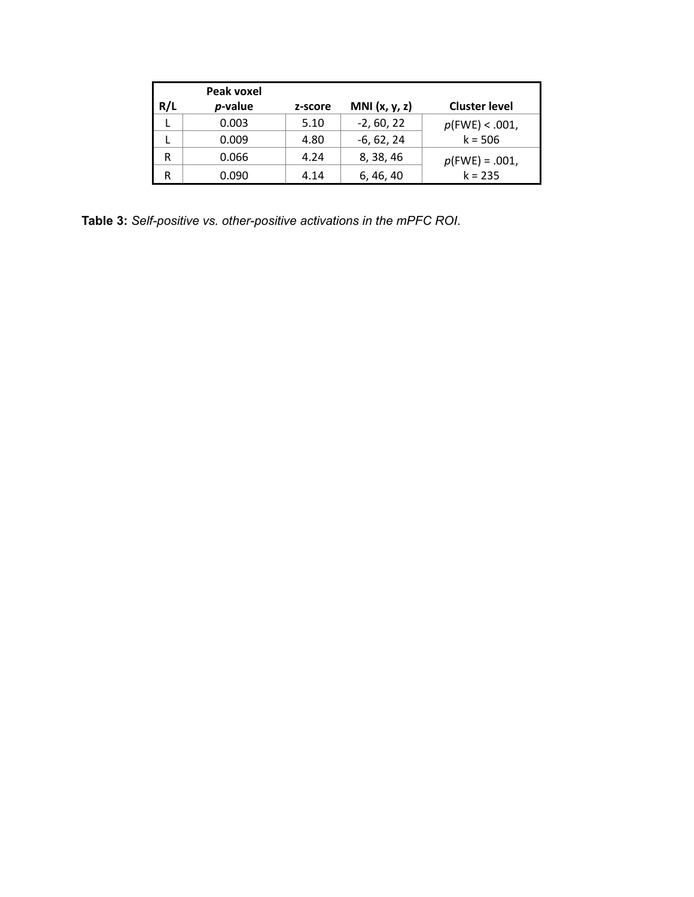| R/L | Peak voxel *p*-value | z-score | MNI (x, y, z) | Cluster level |
|---|---|---|---|---|
| L | 0.003 | 5.10 | -2, 60, 22 | *p*(FWE) < .001, k = 506 |
| L | 0.009 | 4.80 | -6, 62, 24 | |
| R | 0.066 | 4.24 | 8, 38, 46 | *p*(FWE) = .001, k = 235 |
| R | 0.090 | 4.14 | 6, 46, 40 | |

**Table 3:** *Self-positive vs. other-positive activations in the mPFC ROI*.